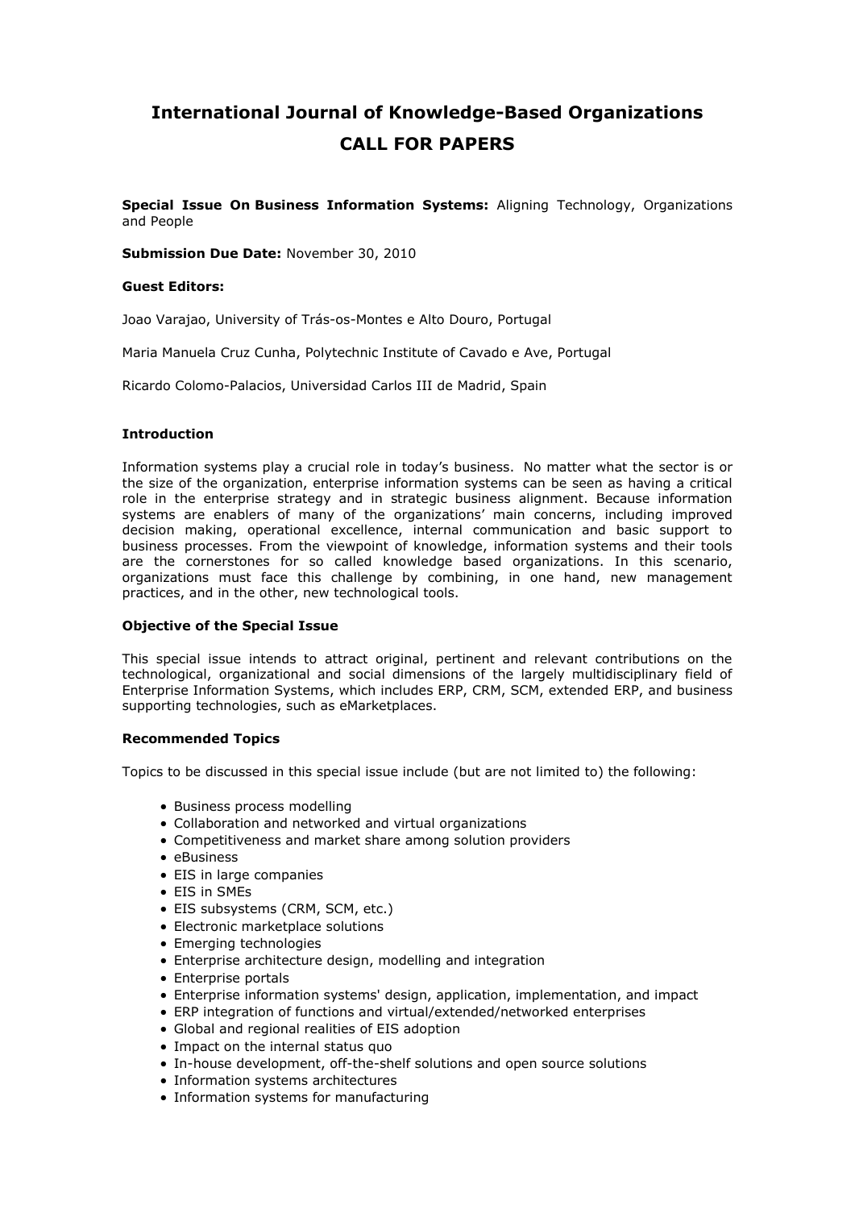# International Journal of Knowledge-Based Organizations
# CALL FOR PAPERS

**Special Issue On Business Information Systems:** Aligning Technology, Organizations and People

**Submission Due Date:** November 30, 2010

**Guest Editors:**

Joao Varajao, University of Trás-os-Montes e Alto Douro, Portugal

Maria Manuela Cruz Cunha, Polytechnic Institute of Cavado e Ave, Portugal

Ricardo Colomo-Palacios, Universidad Carlos III de Madrid, Spain

**Introduction**

Information systems play a crucial role in today's business. No matter what the sector is or the size of the organization, enterprise information systems can be seen as having a critical role in the enterprise strategy and in strategic business alignment. Because information systems are enablers of many of the organizations' main concerns, including improved decision making, operational excellence, internal communication and basic support to business processes. From the viewpoint of knowledge, information systems and their tools are the cornerstones for so called knowledge based organizations. In this scenario, organizations must face this challenge by combining, in one hand, new management practices, and in the other, new technological tools.

**Objective of the Special Issue**

This special issue intends to attract original, pertinent and relevant contributions on the technological, organizational and social dimensions of the largely multidisciplinary field of Enterprise Information Systems, which includes ERP, CRM, SCM, extended ERP, and business supporting technologies, such as eMarketplaces.

**Recommended Topics**

Topics to be discussed in this special issue include (but are not limited to) the following:

- Business process modelling
- Collaboration and networked and virtual organizations
- Competitiveness and market share among solution providers
- eBusiness
- EIS in large companies
- EIS in SMEs
- EIS subsystems (CRM, SCM, etc.)
- Electronic marketplace solutions
- Emerging technologies
- Enterprise architecture design, modelling and integration
- Enterprise portals
- Enterprise information systems' design, application, implementation, and impact
- ERP integration of functions and virtual/extended/networked enterprises
- Global and regional realities of EIS adoption
- Impact on the internal status quo
- In-house development, off-the-shelf solutions and open source solutions
- Information systems architectures
- Information systems for manufacturing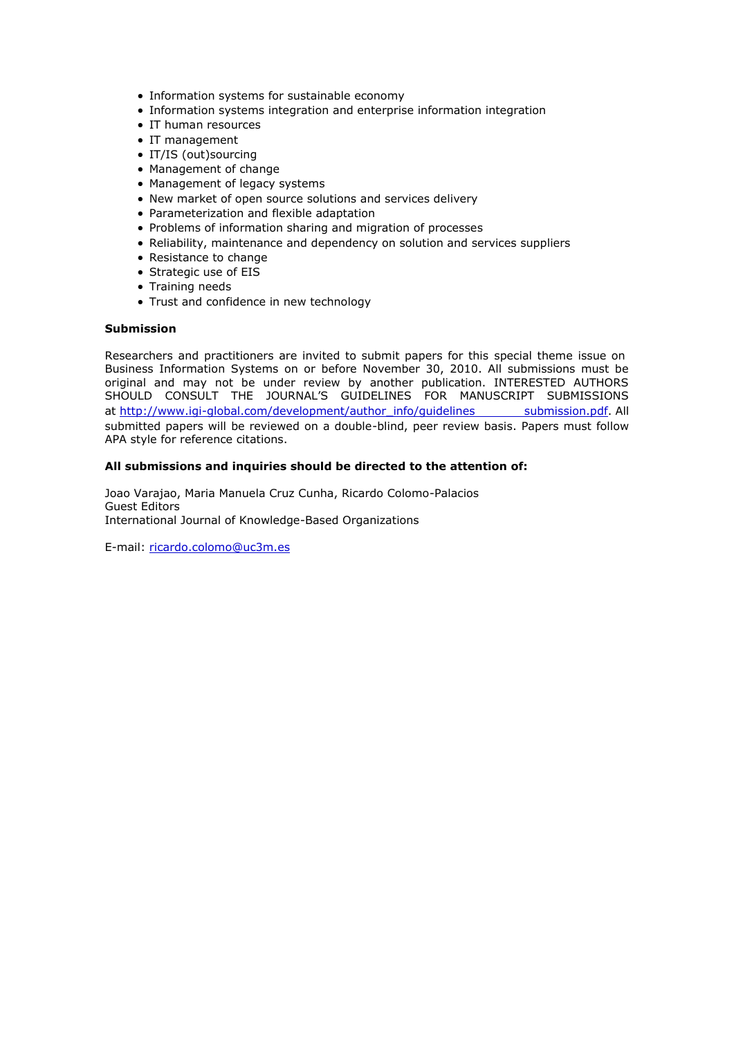- Information systems for sustainable economy
- Information systems integration and enterprise information integration
- IT human resources
- IT management
- IT/IS (out)sourcing
- Management of change
- Management of legacy systems
- New market of open source solutions and services delivery
- Parameterization and flexible adaptation
- Problems of information sharing and migration of processes
- Reliability, maintenance and dependency on solution and services suppliers
- Resistance to change
- Strategic use of EIS
- Training needs
- Trust and confidence in new technology

**Submission**

Researchers and practitioners are invited to submit papers for this special theme issue on Business Information Systems on or before November 30, 2010. All submissions must be original and may not be under review by another publication. INTERESTED AUTHORS SHOULD CONSULT THE JOURNAL'S GUIDELINES FOR MANUSCRIPT SUBMISSIONS at http://www.igi-global.com/development/author_info/guidelines submission.pdf. All submitted papers will be reviewed on a double-blind, peer review basis. Papers must follow APA style for reference citations.

**All submissions and inquiries should be directed to the attention of:**

Joao Varajao, Maria Manuela Cruz Cunha, Ricardo Colomo-Palacios
Guest Editors
International Journal of Knowledge-Based Organizations

E-mail: ricardo.colomo@uc3m.es